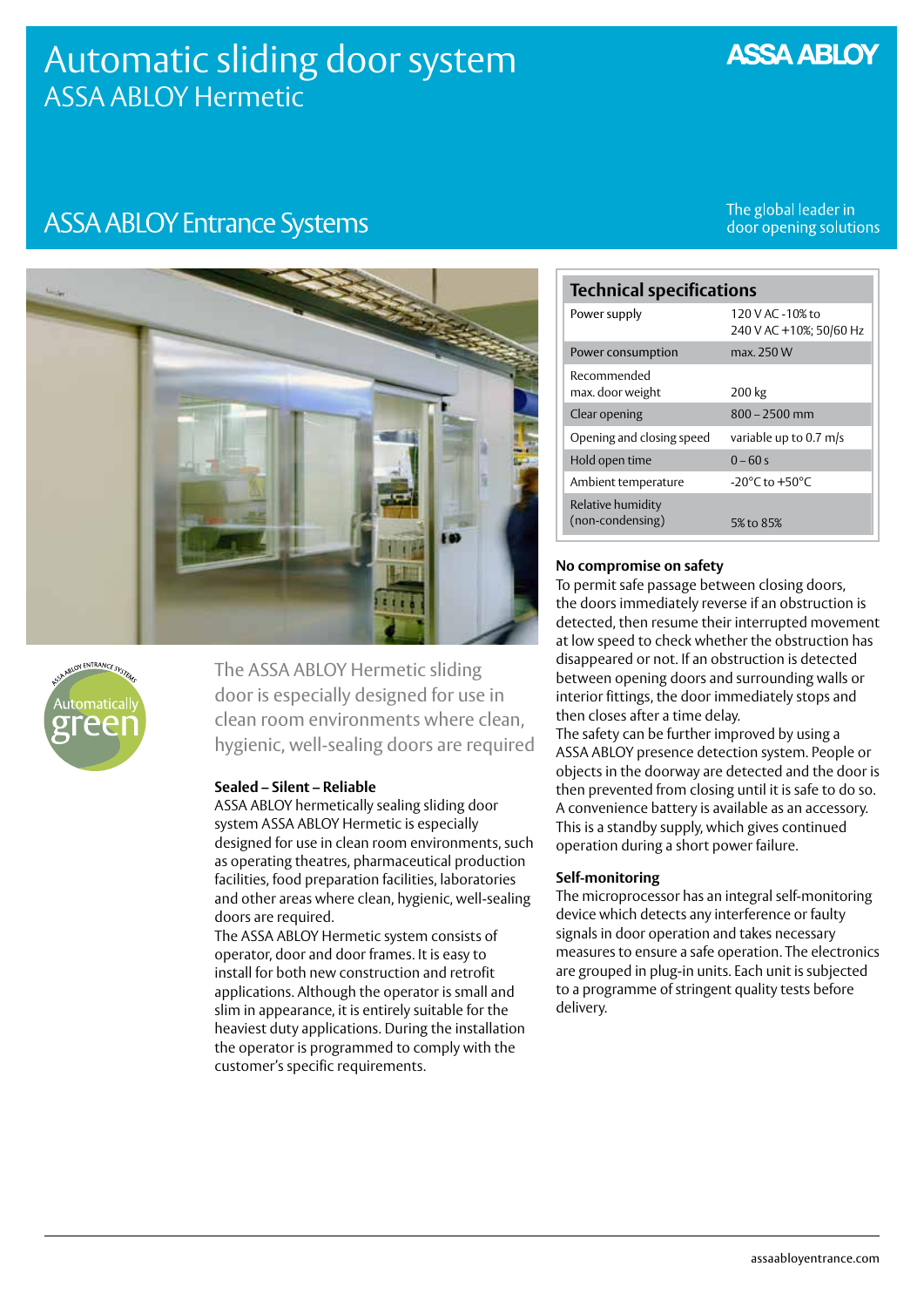# Automatic sliding door system
## ASSA ABLOY Hermetic

ASSA ABLOY

ASSA ABLOY Entrance Systems

The global leader in door opening solutions

| Technical specifications | |
|---|---|
| Power supply | 120 V AC -10% to 240 V AC +10%; 50/60 Hz |
| Power consumption | max. 250 W |
| Recommended max. door weight | 200 kg |
| Clear opening | 800 – 2500 mm |
| Opening and closing speed | variable up to 0.7 m/s |
| Hold open time | 0 – 60 s |
| Ambient temperature | -20°C to +50°C |
| Relative humidity (non-condensing) | 5% to 85% |

The ASSA ABLOY Hermetic sliding door is especially designed for use in clean room environments where clean, hygienic, well-sealing doors are required

### Sealed – Silent – Reliable

ASSA ABLOY hermetically sealing sliding door system ASSA ABLOY Hermetic is especially designed for use in clean room environments, such as operating theatres, pharmaceutical production facilities, food preparation facilities, laboratories and other areas where clean, hygienic, well-sealing doors are required.

The ASSA ABLOY Hermetic system consists of operator, door and door frames. It is easy to install for both new construction and retrofit applications. Although the operator is small and slim in appearance, it is entirely suitable for the heaviest duty applications. During the installation the operator is programmed to comply with the customer's specific requirements.

### No compromise on safety

To permit safe passage between closing doors, the doors immediately reverse if an obstruction is detected, then resume their interrupted movement at low speed to check whether the obstruction has disappeared or not. If an obstruction is detected between opening doors and surrounding walls or interior fittings, the door immediately stops and then closes after a time delay.

The safety can be further improved by using a ASSA ABLOY presence detection system. People or objects in the doorway are detected and the door is then prevented from closing until it is safe to do so.

A convenience battery is available as an accessory. This is a standby supply, which gives continued operation during a short power failure.

### Self-monitoring

The microprocessor has an integral self-monitoring device which detects any interference or faulty signals in door operation and takes necessary measures to ensure a safe operation. The electronics are grouped in plug-in units. Each unit is subjected to a programme of stringent quality tests before delivery.

assaabloyentrance.com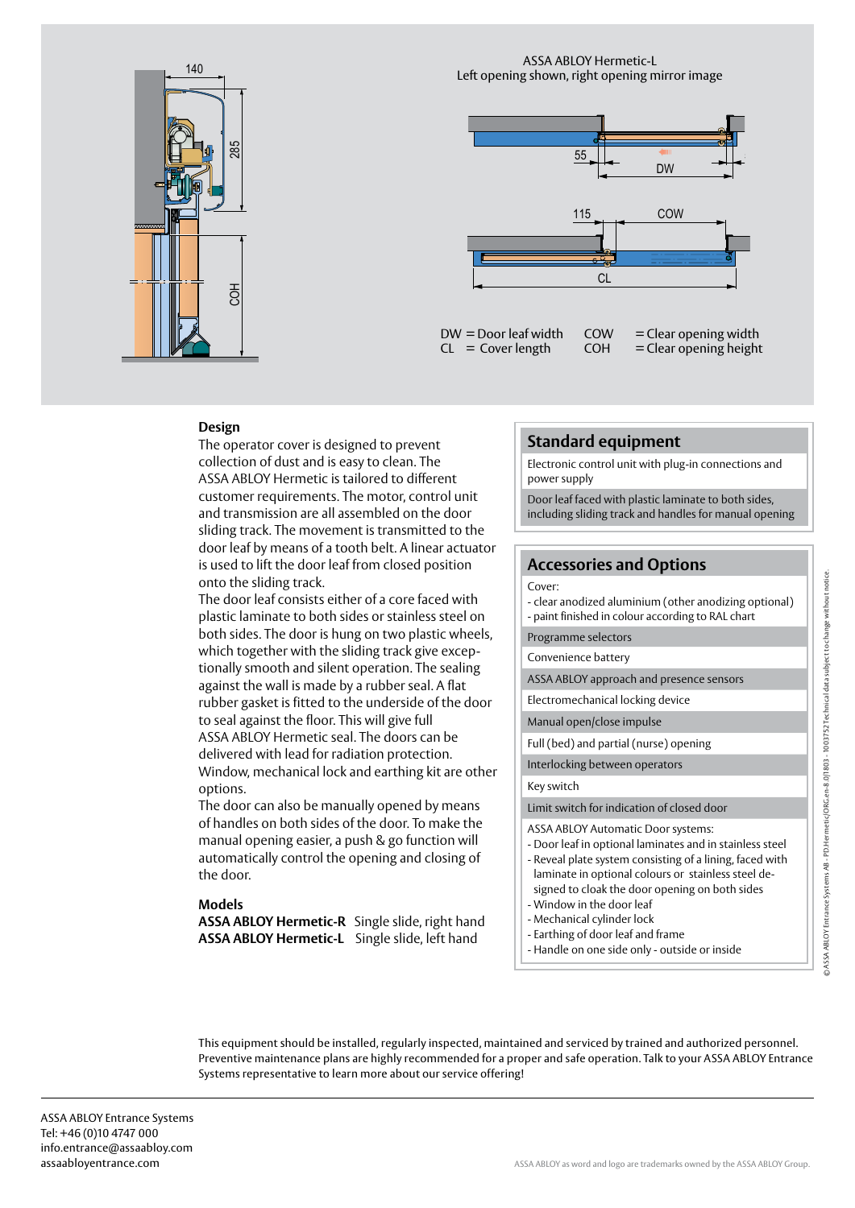ASSA ABLOY Hermetic-L
Left opening shown, right opening mirror image

140
285
COH
55
DW
115
COW
CL

DW = Door leaf width
CL = Cover length
COW = Clear opening width
COH = Clear opening height

### Design

The operator cover is designed to prevent collection of dust and is easy to clean. The ASSA ABLOY Hermetic is tailored to different customer requirements. The motor, control unit and transmission are all assembled on the door sliding track. The movement is transmitted to the door leaf by means of a tooth belt. A linear actuator is used to lift the door leaf from closed position onto the sliding track.

The door leaf consists either of a core faced with plastic laminate to both sides or stainless steel on both sides. The door is hung on two plastic wheels, which together with the sliding track give exceptionally smooth and silent operation. The sealing against the wall is made by a rubber seal. A flat rubber gasket is fitted to the underside of the door to seal against the floor. This will give full ASSA ABLOY Hermetic seal. The doors can be delivered with lead for radiation protection. Window, mechanical lock and earthing kit are other options.

The door can also be manually opened by means of handles on both sides of the door. To make the manual opening easier, a push & go function will automatically control the opening and closing of the door.

### Models

**ASSA ABLOY Hermetic-R** Single slide, right hand
**ASSA ABLOY Hermetic-L** Single slide, left hand

## Standard equipment

Electronic control unit with plug-in connections and power supply

Door leaf faced with plastic laminate to both sides, including sliding track and handles for manual opening

## Accessories and Options

Cover:
- clear anodized aluminium (other anodizing optional)
- paint finished in colour according to RAL chart

Programme selectors

Convenience battery

ASSA ABLOY approach and presence sensors

Electromechanical locking device

Manual open/close impulse

Full (bed) and partial (nurse) opening

Interlocking between operators

Key switch

Limit switch for indication of closed door

ASSA ABLOY Automatic Door systems:
- Door leaf in optional laminates and in stainless steel
- Reveal plate system consisting of a lining, faced with laminate in optional colours or stainless steel designed to cloak the door opening on both sides
- Window in the door leaf
- Mechanical cylinder lock
- Earthing of door leaf and frame
- Handle on one side only - outside or inside

© ASSA ABLOY Entrance Systems AB - PD-Hermetic/ORG-en-8.0/1803 - 1003752 Technical data subject to change without notice.

This equipment should be installed, regularly inspected, maintained and serviced by trained and authorized personnel. Preventive maintenance plans are highly recommended for a proper and safe operation. Talk to your ASSA ABLOY Entrance Systems representative to learn more about our service offering!

ASSA ABLOY Entrance Systems
Tel: +46 (0)10 4747 000
info.entrance@assaabloy.com
assaabloyentrance.com

ASSA ABLOY as word and logo are trademarks owned by the ASSA ABLOY Group.